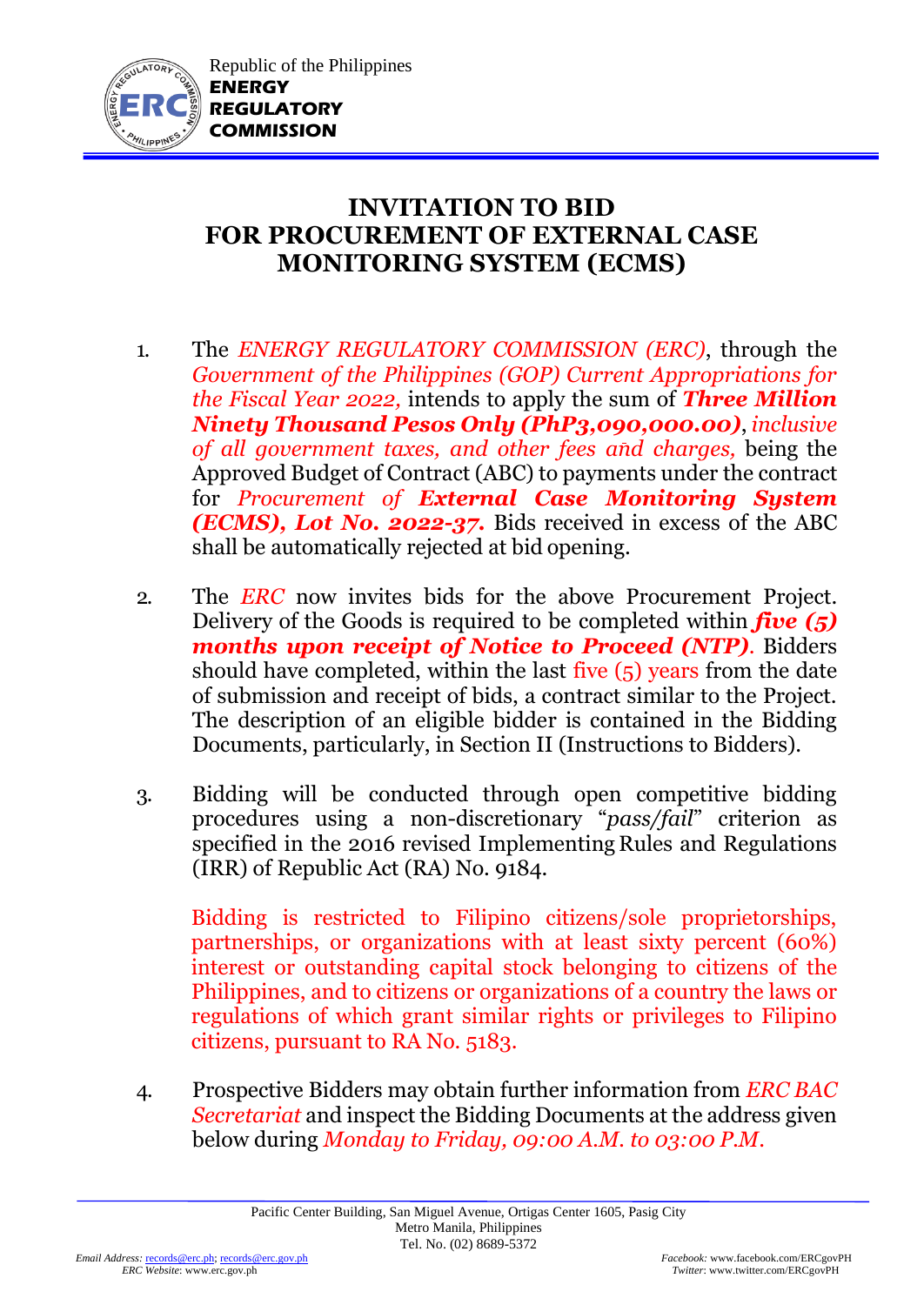Republic of the Philippines
**ENERGY REGULATORY COMMISSION**

# INVITATION TO BID FOR PROCUREMENT OF EXTERNAL CASE MONITORING SYSTEM (ECMS)

1. The *ENERGY REGULATORY COMMISSION (ERC)*, through the *Government of the Philippines (GOP) Current Appropriations for the Fiscal Year 2022,* intends to apply the sum of ***Three Million Ninety Thousand Pesos Only (PhP3,090,000.00)***, *inclusive of all government taxes, and other fees and charges,* being the Approved Budget of Contract (ABC) to payments under the contract for *Procurement of **External Case Monitoring System (ECMS), Lot No. 2022-37.*** Bids received in excess of the ABC shall be automatically rejected at bid opening.

2. The *ERC* now invites bids for the above Procurement Project. Delivery of the Goods is required to be completed within ***five (5) months upon receipt of Notice to Proceed (NTP)***. Bidders should have completed, within the last five (5) years from the date of submission and receipt of bids, a contract similar to the Project. The description of an eligible bidder is contained in the Bidding Documents, particularly, in Section II (Instructions to Bidders).

3. Bidding will be conducted through open competitive bidding procedures using a non-discretionary "*pass/fail*" criterion as specified in the 2016 revised Implementing Rules and Regulations (IRR) of Republic Act (RA) No. 9184.

   Bidding is restricted to Filipino citizens/sole proprietorships, partnerships, or organizations with at least sixty percent (60%) interest or outstanding capital stock belonging to citizens of the Philippines, and to citizens or organizations of a country the laws or regulations of which grant similar rights or privileges to Filipino citizens, pursuant to RA No. 5183.

4. Prospective Bidders may obtain further information from *ERC BAC Secretariat* and inspect the Bidding Documents at the address given below during *Monday to Friday, 09:00 A.M. to 03:00 P.M*.

Pacific Center Building, San Miguel Avenue, Ortigas Center 1605, Pasig City
Metro Manila, Philippines
Tel. No. (02) 8689-5372

*Email Address:* records@erc.ph; records@erc.gov.ph
*ERC Website*: www.erc.gov.ph
*Facebook:* www.facebook.com/ERCgovPH
*Twitter*: www.twitter.com/ERCgovPH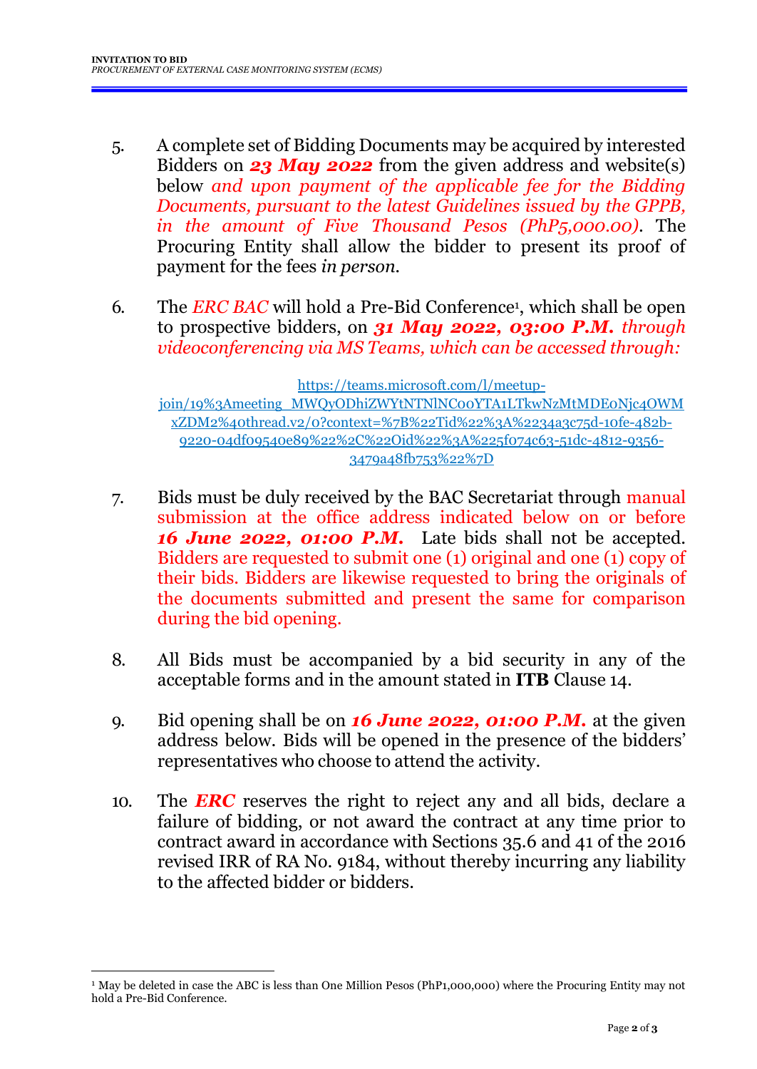5. A complete set of Bidding Documents may be acquired by interested Bidders on ***23 May 2022*** from the given address and website(s) below *and upon payment of the applicable fee for the Bidding Documents, pursuant to the latest Guidelines issued by the GPPB, in the amount of Five Thousand Pesos (PhP5,000.00)*. The Procuring Entity shall allow the bidder to present its proof of payment for the fees *in person*.

6. The *ERC BAC* will hold a Pre-Bid Conference[1], which shall be open to prospective bidders, on ***31 May 2022, 03:00 P.M.*** *through videoconferencing via MS Teams, which can be accessed through:*

   https://teams.microsoft.com/l/meetup-join/19%3Ameeting_MWQyODhiZWYtNTNlNC00YTA1LTkwNzMtMDE0Njc4OWMxZDM2%40thread.v2/0?context=%7B%22Tid%22%3A%2234a3c75d-10fe-482b-9220-04df09540e89%22%2C%22Oid%22%3A%225f074c63-51dc-4812-9356-3479a48fb753%22%7D

7. Bids must be duly received by the BAC Secretariat through manual submission at the office address indicated below on or before ***16 June 2022, 01:00 P.M.*** Late bids shall not be accepted. Bidders are requested to submit one (1) original and one (1) copy of their bids. Bidders are likewise requested to bring the originals of the documents submitted and present the same for comparison during the bid opening.

8. All Bids must be accompanied by a bid security in any of the acceptable forms and in the amount stated in **ITB** Clause 14.

9. Bid opening shall be on ***16 June 2022, 01:00 P.M.*** at the given address below. Bids will be opened in the presence of the bidders' representatives who choose to attend the activity.

10. The ***ERC*** reserves the right to reject any and all bids, declare a failure of bidding, or not award the contract at any time prior to contract award in accordance with Sections 35.6 and 41 of the 2016 revised IRR of RA No. 9184, without thereby incurring any liability to the affected bidder or bidders.

---

[1] May be deleted in case the ABC is less than One Million Pesos (PhP1,000,000) where the Procuring Entity may not hold a Pre-Bid Conference.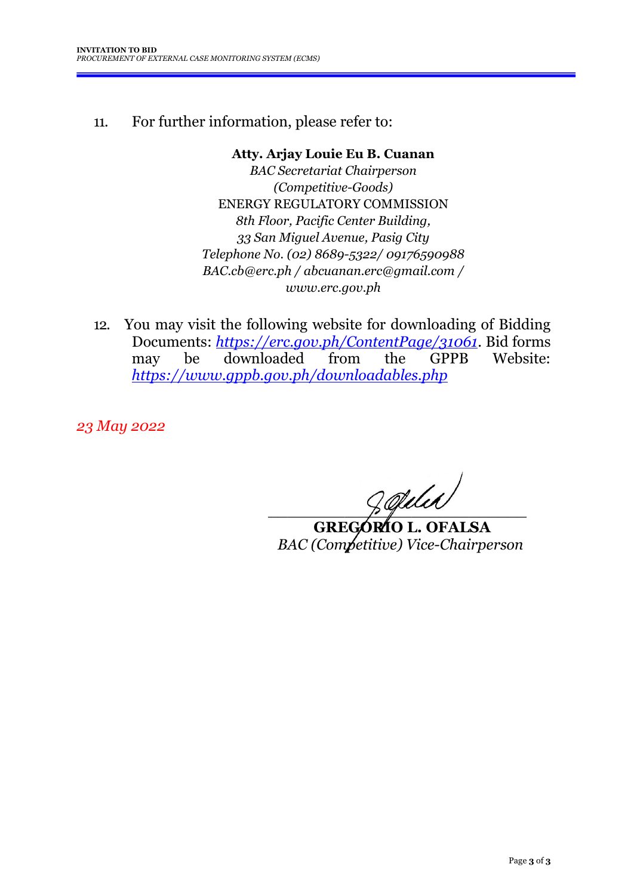11. For further information, please refer to:

**Atty. Arjay Louie Eu B. Cuanan**
*BAC Secretariat Chairperson*
*(Competitive-Goods)*
ENERGY REGULATORY COMMISSION
*8th Floor, Pacific Center Building,*
*33 San Miguel Avenue, Pasig City*
*Telephone No. (02) 8689-5322/ 09176590988*
*BAC.cb@erc.ph / abcuanan.erc@gmail.com /*
*www.erc.gov.ph*

12. You may visit the following website for downloading of Bidding Documents: *https://erc.gov.ph/ContentPage/31061*. Bid forms may be downloaded from the GPPB Website: *https://www.gppb.gov.ph/downloadables.php*

*23 May 2022*

**GREGORIO L. OFALSA**
*BAC (Competitive) Vice-Chairperson*